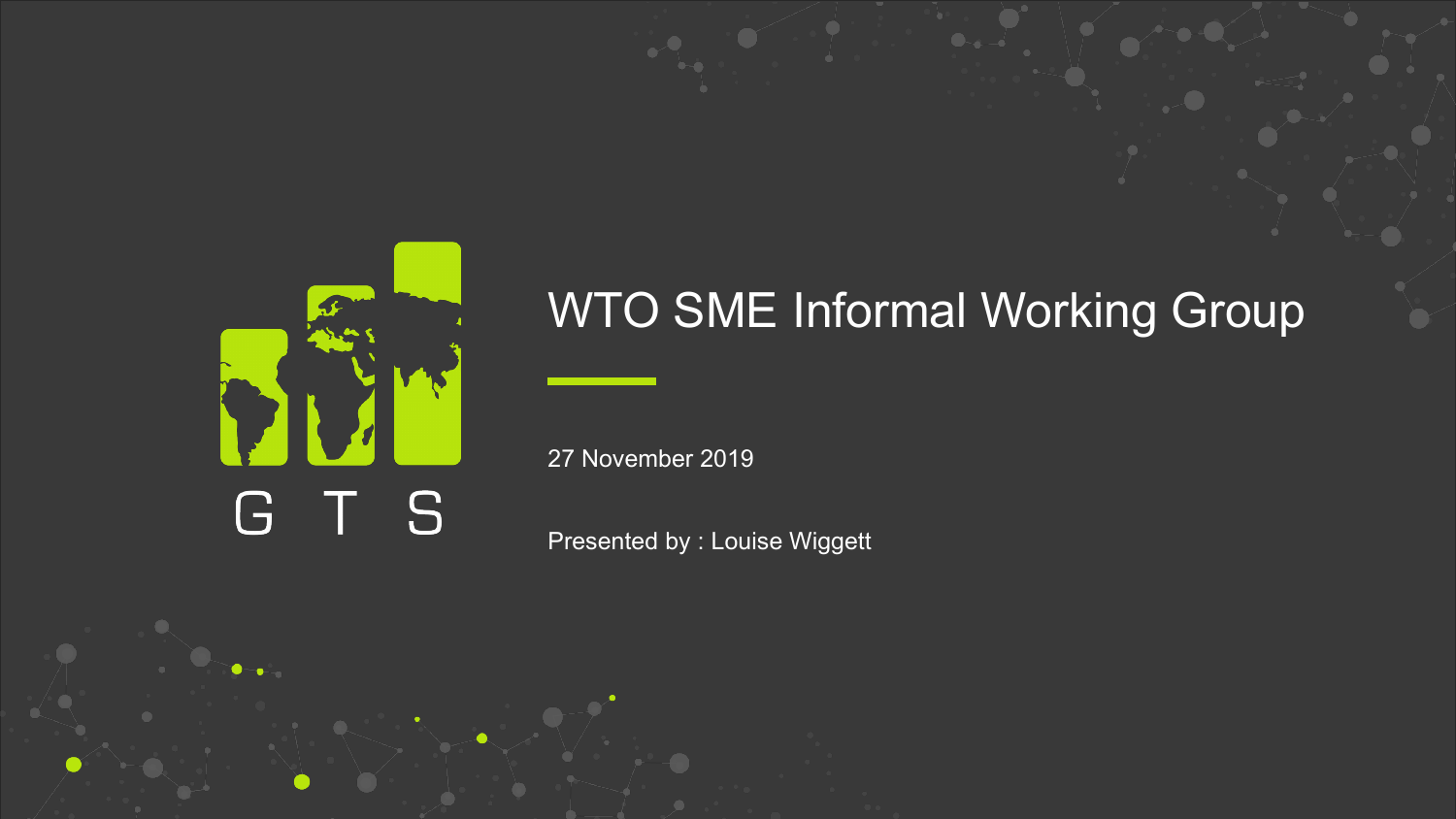G T S

# WTO SME Informal Working Group

27 November 2019

Presented by : Louise Wiggett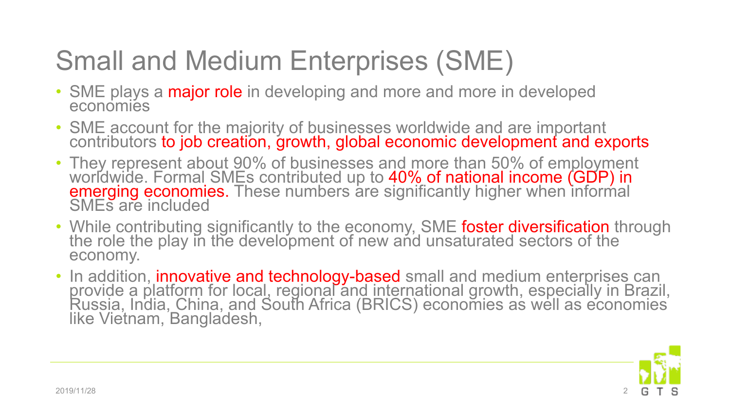# Small and Medium Enterprises (SME)

- SME plays a major role in developing and more and more in developed economies
- SME account for the majority of businesses worldwide and are important contributors to job creation, growth, global economic development and exports
- They represent about 90% of businesses and more than 50% of employment worldwide. Formal SMEs contributed up to 40% of national income (GDP) in emerging economies. These numbers are significantly higher when informal SMEs are included
- While contributing significantly to the economy, SME foster diversification through the role the play in the development of new and unsaturated sectors of the economy.
- In addition, innovative and technology-based small and medium enterprises can provide a platform for local, regional and international growth, especially in Brazil, Russia, India, China, and South Africa (BRICS) economies as well as economies like Vietnam, Bangladesh,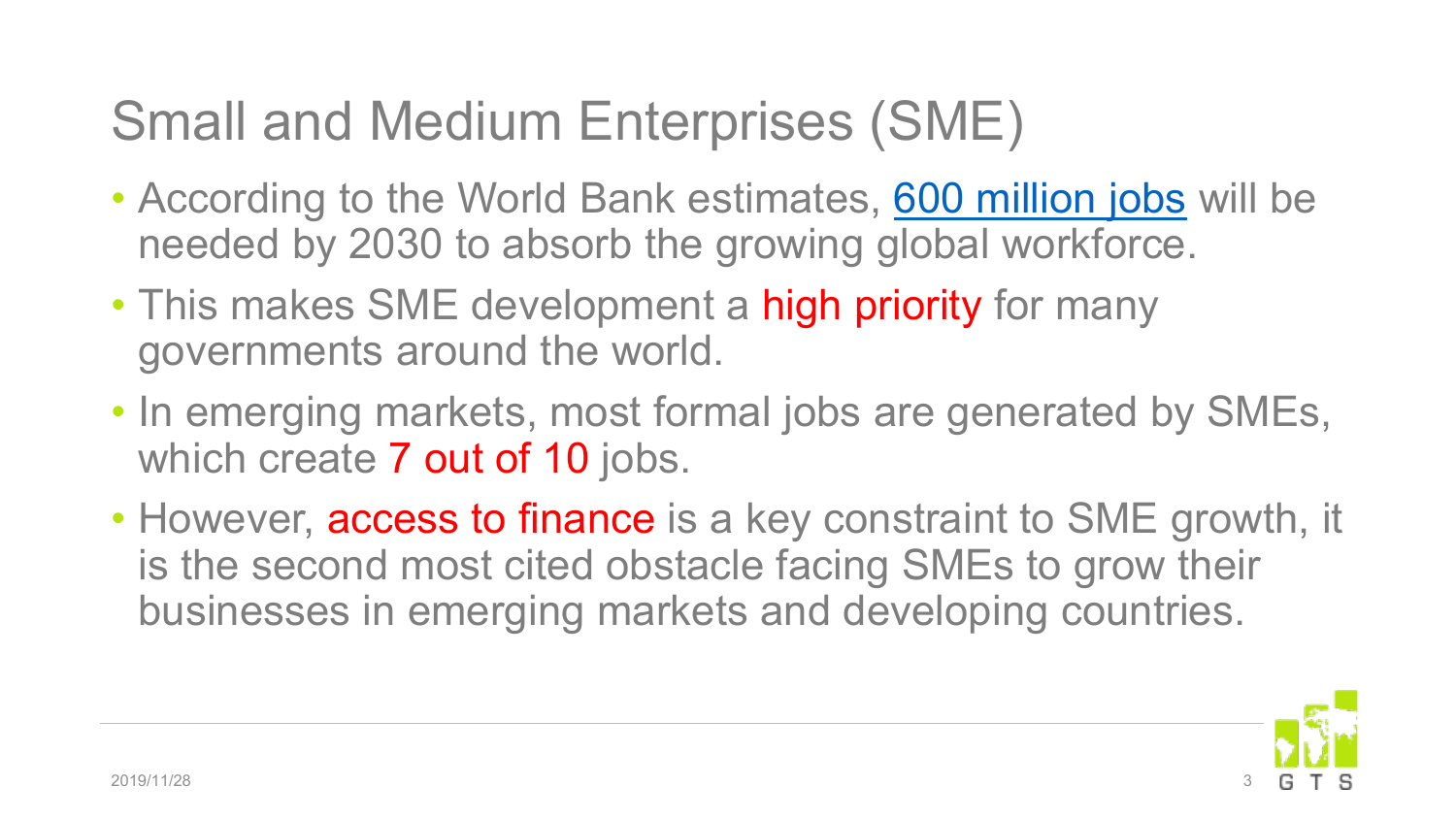# Small and Medium Enterprises (SME)

- According to the World Bank estimates, 600 million jobs will be needed by 2030 to absorb the growing global workforce.
- This makes SME development a high priority for many governments around the world.
- In emerging markets, most formal jobs are generated by SMEs, which create 7 out of 10 jobs.
- However, access to finance is a key constraint to SME growth, it is the second most cited obstacle facing SMEs to grow their businesses in emerging markets and developing countries.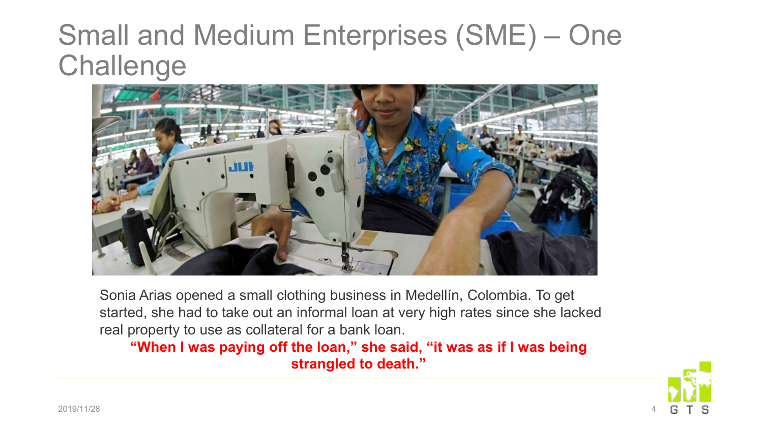# Small and Medium Enterprises (SME) – One Challenge

Sonia Arias opened a small clothing business in Medellín, Colombia. To get started, she had to take out an informal loan at very high rates since she lacked real property to use as collateral for a bank loan.

**"When I was paying off the loan," she said, "it was as if I was being strangled to death."**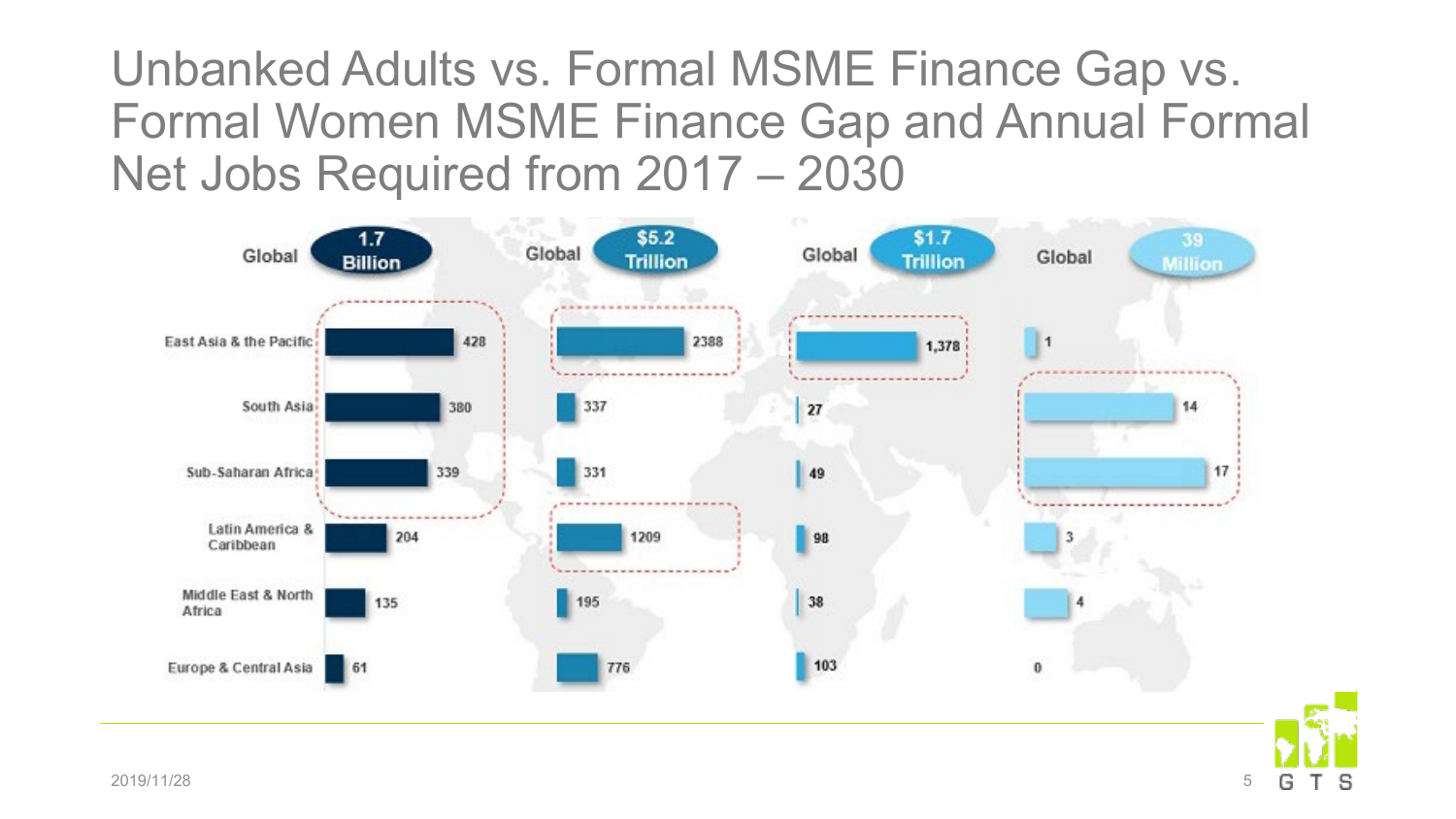# Unbanked Adults vs. Formal MSME Finance Gap vs. Formal Women MSME Finance Gap and Annual Formal Net Jobs Required from 2017 – 2030

| Region | Unbanked Adults (Global 1.7 Billion) | Formal MSME Finance Gap (Global $5.2 Trillion) | Formal Women MSME Finance Gap (Global $1.7 Trillion) | Annual Formal Net Jobs Required (Global 39 Million) |
| --- | --- | --- | --- | --- |
| East Asia & the Pacific | 428 | 2388 | 1,378 | 1 |
| South Asia | 380 | 337 | 27 | 14 |
| Sub-Saharan Africa | 339 | 331 | 49 | 17 |
| Latin America & Caribbean | 204 | 1209 | 98 | 3 |
| Middle East & North Africa | 135 | 195 | 38 | 4 |
| Europe & Central Asia | 61 | 776 | 103 | 0 |

2019/11/28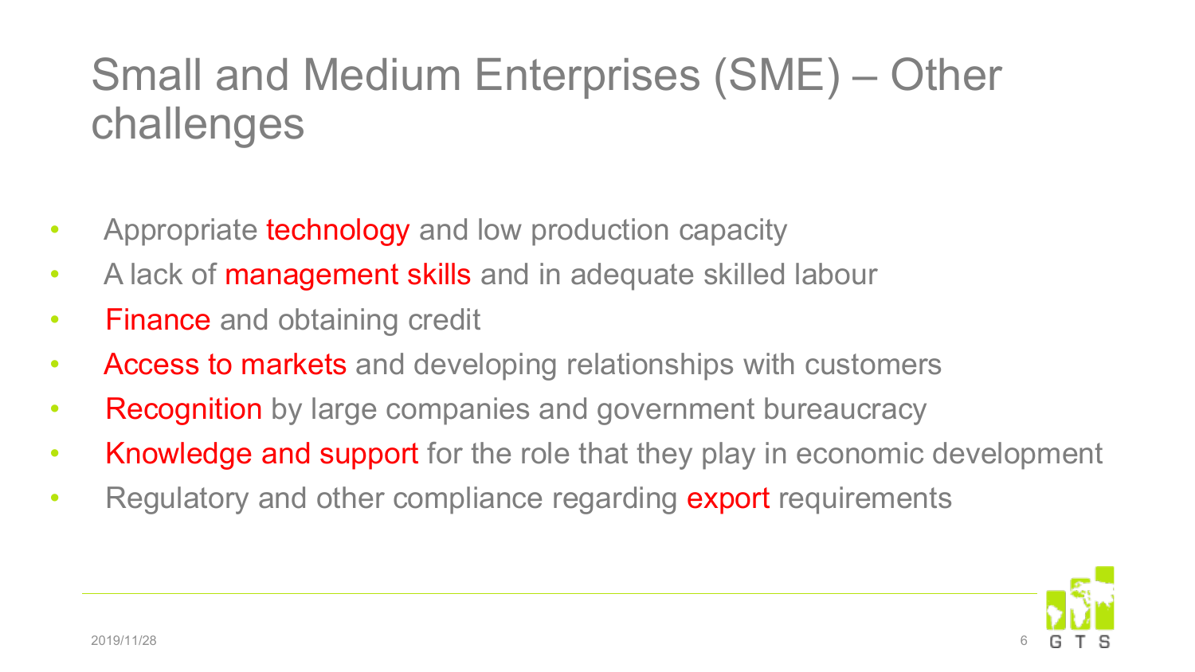# Small and Medium Enterprises (SME) – Other challenges

- Appropriate technology and low production capacity
- A lack of management skills and in adequate skilled labour
- Finance and obtaining credit
- Access to markets and developing relationships with customers
- Recognition by large companies and government bureaucracy
- Knowledge and support for the role that they play in economic development
- Regulatory and other compliance regarding export requirements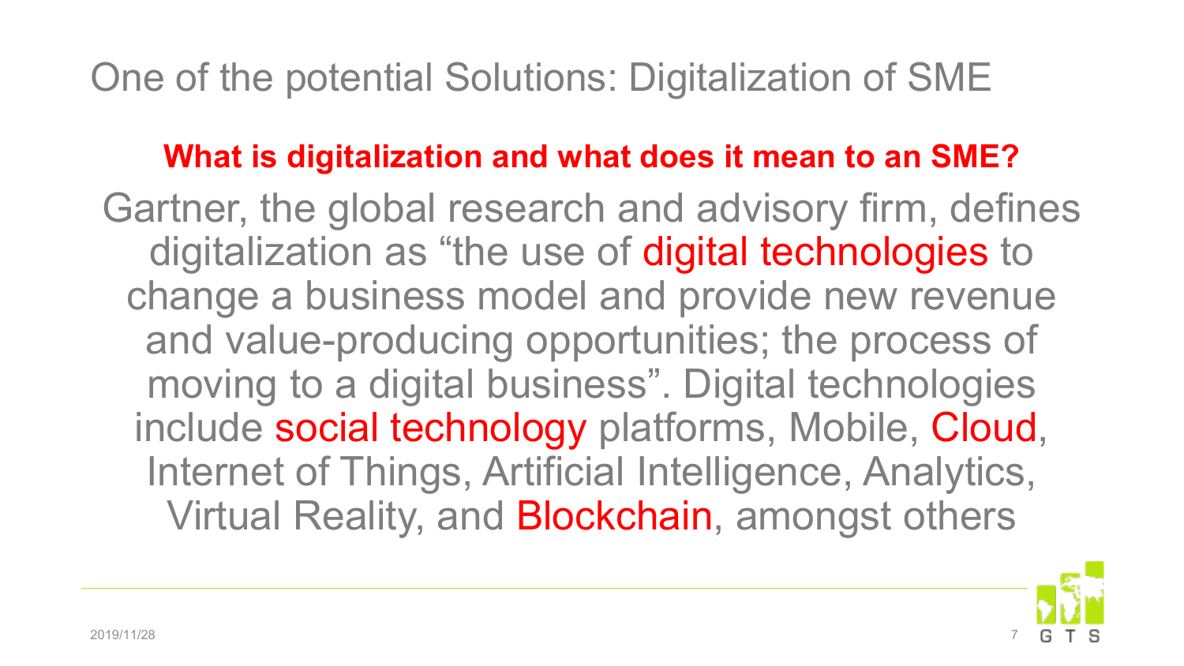# One of the potential Solutions: Digitalization of SME

**What is digitalization and what does it mean to an SME?**

Gartner, the global research and advisory firm, defines digitalization as “the use of digital technologies to change a business model and provide new revenue and value-producing opportunities; the process of moving to a digital business”. Digital technologies include social technology platforms, Mobile, Cloud, Internet of Things, Artificial Intelligence, Analytics, Virtual Reality, and Blockchain, amongst others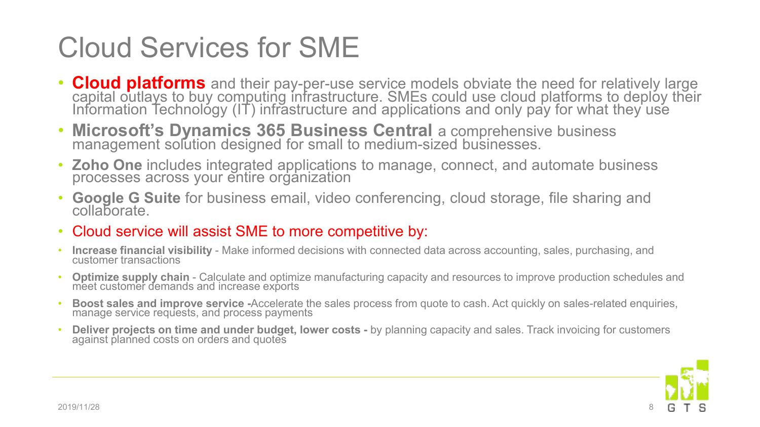# Cloud Services for SME

- **Cloud platforms** and their pay-per-use service models obviate the need for relatively large capital outlays to buy computing infrastructure. SMEs could use cloud platforms to deploy their Information Technology (IT) infrastructure and applications and only pay for what they use
- **Microsoft's Dynamics 365 Business Central** a comprehensive business management solution designed for small to medium-sized businesses.
- **Zoho One** includes integrated applications to manage, connect, and automate business processes across your entire organization
- **Google G Suite** for business email, video conferencing, cloud storage, file sharing and collaborate.
- Cloud service will assist SME to more competitive by:
- **Increase financial visibility** - Make informed decisions with connected data across accounting, sales, purchasing, and customer transactions
- **Optimize supply chain** - Calculate and optimize manufacturing capacity and resources to improve production schedules and meet customer demands and increase exports
- **Boost sales and improve service -**Accelerate the sales process from quote to cash. Act quickly on sales-related enquiries, manage service requests, and process payments
- **Deliver projects on time and under budget, lower costs -** by planning capacity and sales. Track invoicing for customers against planned costs on orders and quotes

2019/11/28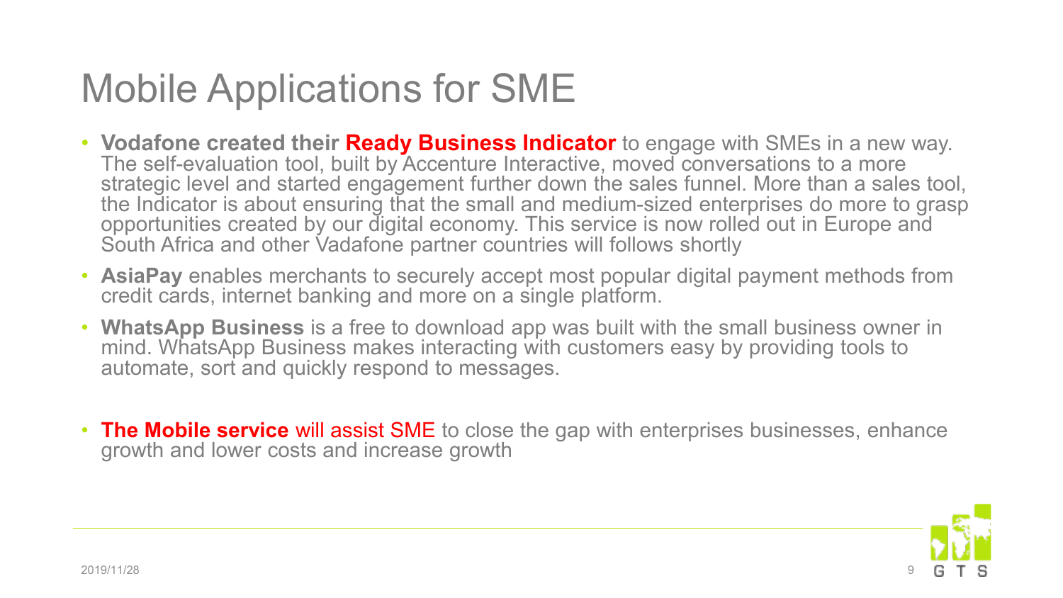# Mobile Applications for SME

- **Vodafone created their Ready Business Indicator** to engage with SMEs in a new way. The self-evaluation tool, built by Accenture Interactive, moved conversations to a more strategic level and started engagement further down the sales funnel. More than a sales tool, the Indicator is about ensuring that the small and medium-sized enterprises do more to grasp opportunities created by our digital economy. This service is now rolled out in Europe and South Africa and other Vadafone partner countries will follows shortly
- **AsiaPay** enables merchants to securely accept most popular digital payment methods from credit cards, internet banking and more on a single platform.
- **WhatsApp Business** is a free to download app was built with the small business owner in mind. WhatsApp Business makes interacting with customers easy by providing tools to automate, sort and quickly respond to messages.
- **The Mobile service** will assist SME to close the gap with enterprises businesses, enhance growth and lower costs and increase growth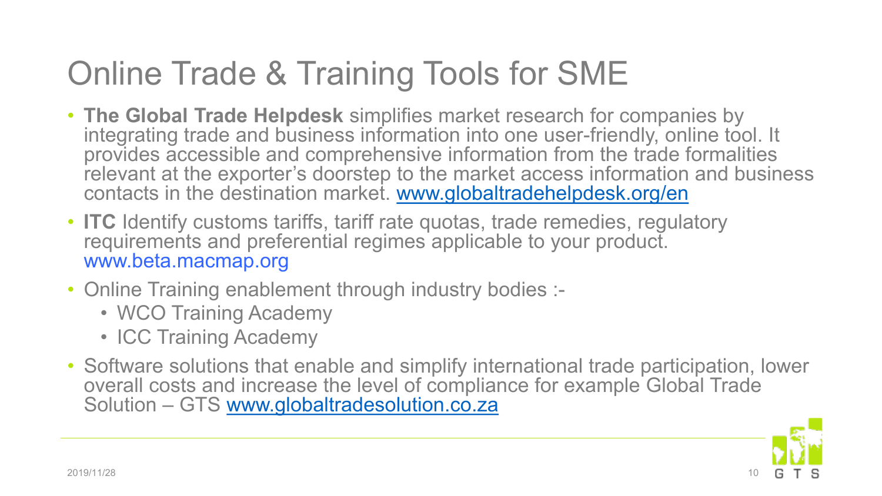# Online Trade & Training Tools for SME

- **The Global Trade Helpdesk** simplifies market research for companies by integrating trade and business information into one user-friendly, online tool. It provides accessible and comprehensive information from the trade formalities relevant at the exporter's doorstep to the market access information and business contacts in the destination market. www.globaltradehelpdesk.org/en
- **ITC** Identify customs tariffs, tariff rate quotas, trade remedies, regulatory requirements and preferential regimes applicable to your product. www.beta.macmap.org
- Online Training enablement through industry bodies :-
  - WCO Training Academy
  - ICC Training Academy
- Software solutions that enable and simplify international trade participation, lower overall costs and increase the level of compliance for example Global Trade Solution – GTS www.globaltradesolution.co.za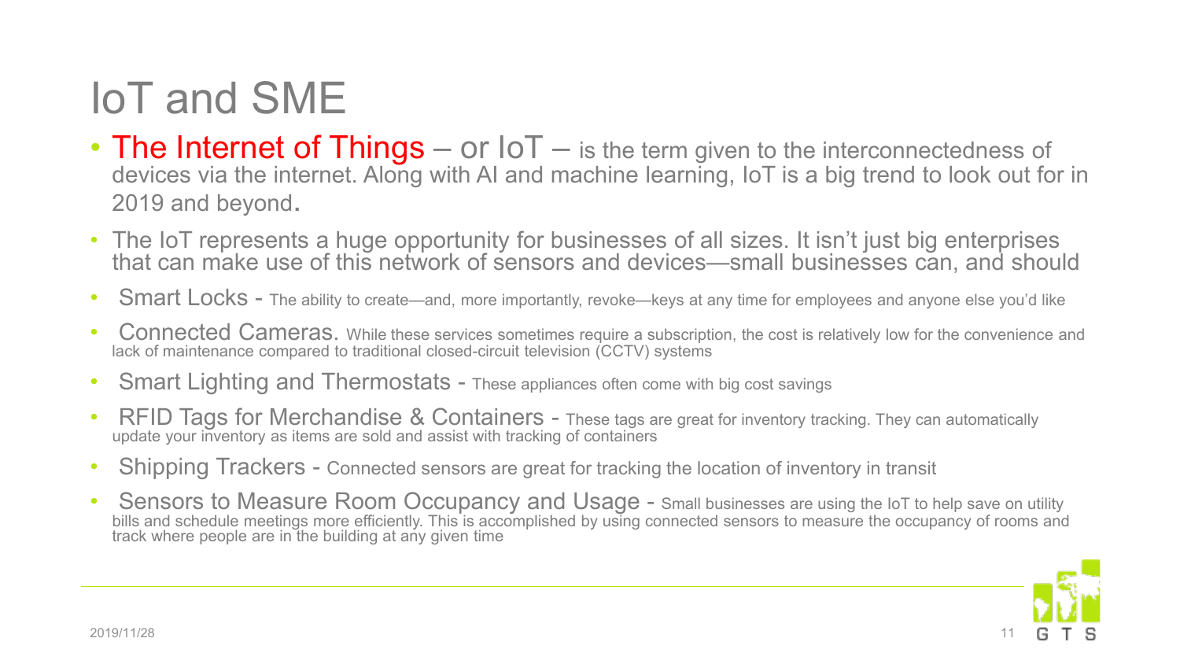# IoT and SME

- The Internet of Things – or IoT – is the term given to the interconnectedness of devices via the internet. Along with AI and machine learning, IoT is a big trend to look out for in 2019 and beyond.
- The IoT represents a huge opportunity for businesses of all sizes. It isn't just big enterprises that can make use of this network of sensors and devices—small businesses can, and should
- Smart Locks - The ability to create—and, more importantly, revoke—keys at any time for employees and anyone else you'd like
- Connected Cameras. While these services sometimes require a subscription, the cost is relatively low for the convenience and lack of maintenance compared to traditional closed-circuit television (CCTV) systems
- Smart Lighting and Thermostats - These appliances often come with big cost savings
- RFID Tags for Merchandise & Containers - These tags are great for inventory tracking. They can automatically update your inventory as items are sold and assist with tracking of containers
- Shipping Trackers - Connected sensors are great for tracking the location of inventory in transit
- Sensors to Measure Room Occupancy and Usage - Small businesses are using the IoT to help save on utility bills and schedule meetings more efficiently. This is accomplished by using connected sensors to measure the occupancy of rooms and track where people are in the building at any given time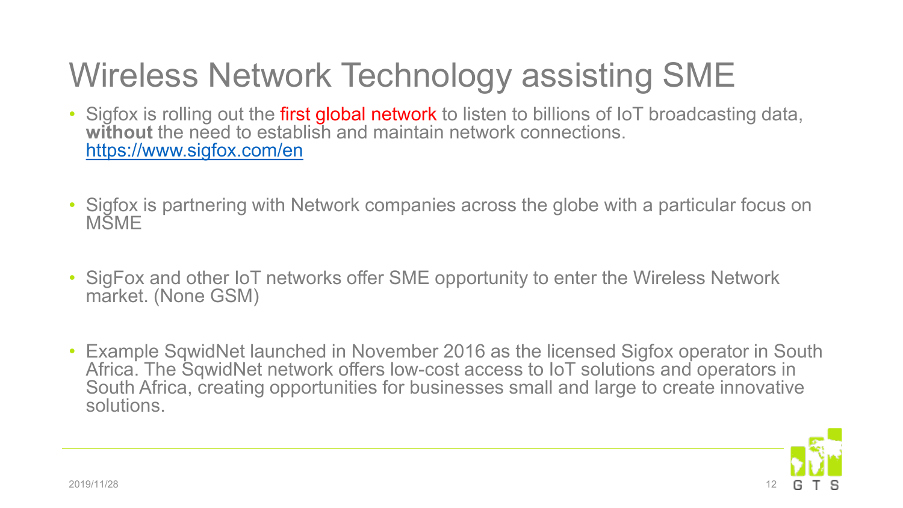# Wireless Network Technology assisting SME

- Sigfox is rolling out the first global network to listen to billions of IoT broadcasting data, **without** the need to establish and maintain network connections. https://www.sigfox.com/en

- Sigfox is partnering with Network companies across the globe with a particular focus on MSME

- SigFox and other IoT networks offer SME opportunity to enter the Wireless Network market. (None GSM)

- Example SqwidNet launched in November 2016 as the licensed Sigfox operator in South Africa. The SqwidNet network offers low-cost access to IoT solutions and operators in South Africa, creating opportunities for businesses small and large to create innovative solutions.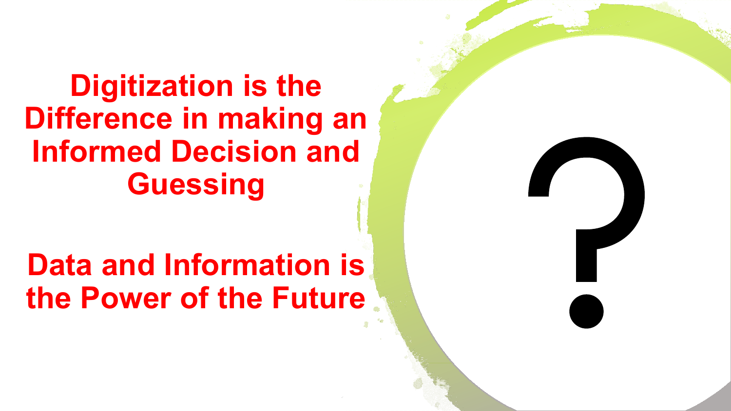**Digitization is the Difference in making an Informed Decision and Guessing**

**Data and Information is the Power of the Future**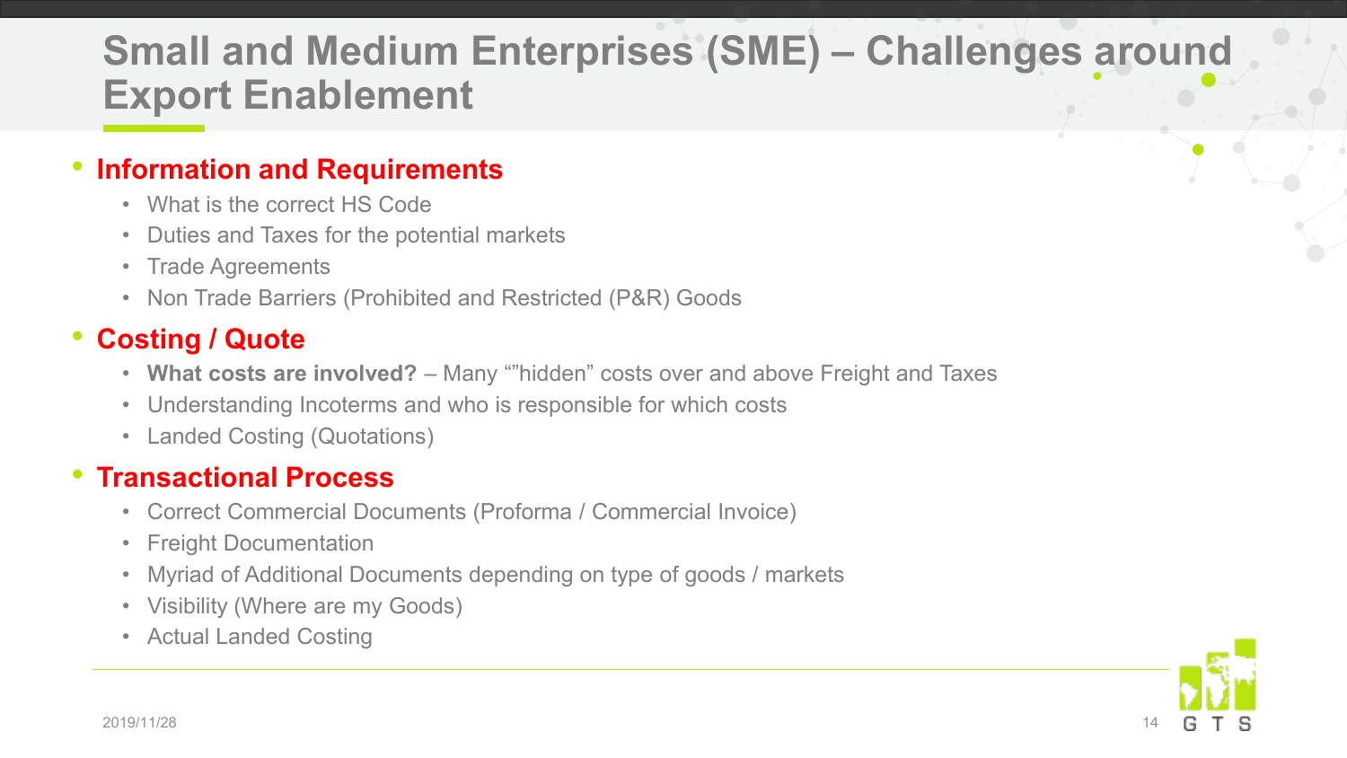# Small and Medium Enterprises (SME) – Challenges around Export Enablement

- **Information and Requirements**
  - What is the correct HS Code
  - Duties and Taxes for the potential markets
  - Trade Agreements
  - Non Trade Barriers (Prohibited and Restricted (P&R) Goods)
- **Costing / Quote**
  - **What costs are involved?** – Many “”hidden” costs over and above Freight and Taxes
  - Understanding Incoterms and who is responsible for which costs
  - Landed Costing (Quotations)
- **Transactional Process**
  - Correct Commercial Documents (Proforma / Commercial Invoice)
  - Freight Documentation
  - Myriad of Additional Documents depending on type of goods / markets
  - Visibility (Where are my Goods)
  - Actual Landed Costing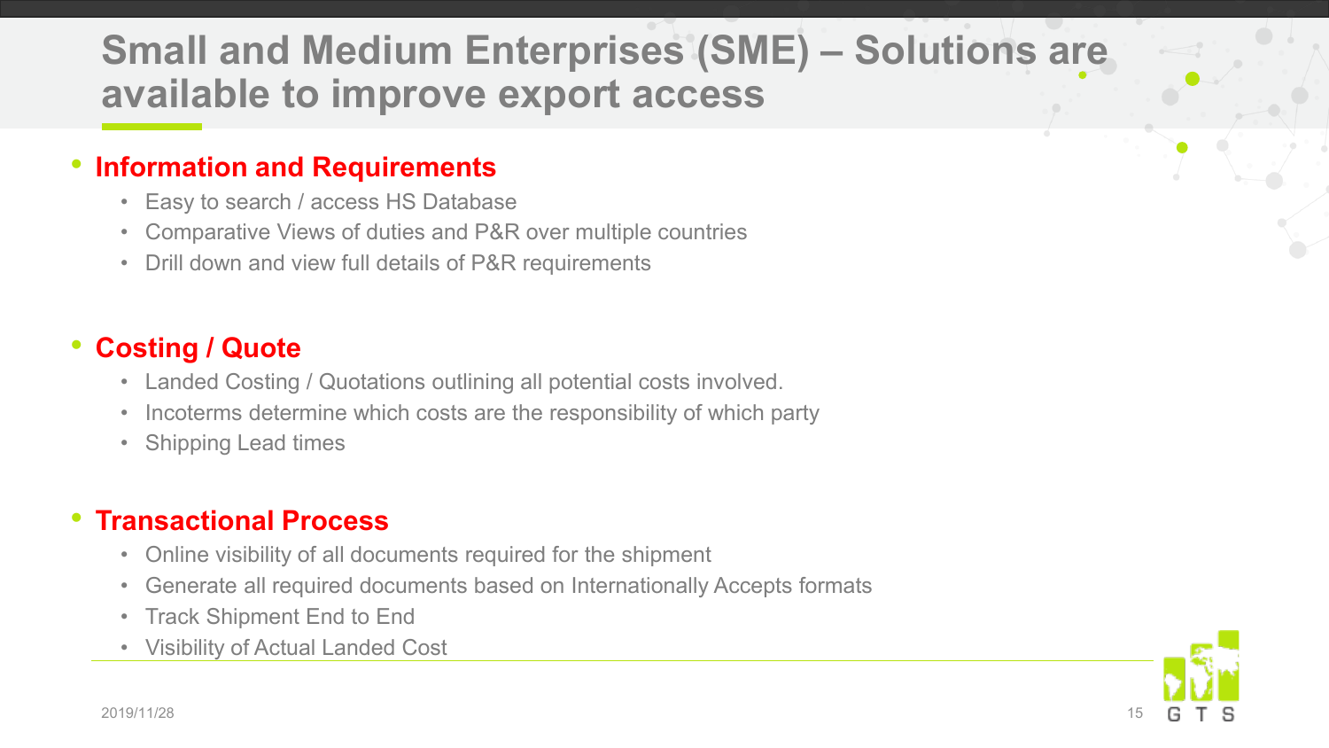# Small and Medium Enterprises (SME) – Solutions are available to improve export access

- **Information and Requirements**
  - Easy to search / access HS Database
  - Comparative Views of duties and P&R over multiple countries
  - Drill down and view full details of P&R requirements

- **Costing / Quote**
  - Landed Costing / Quotations outlining all potential costs involved.
  - Incoterms determine which costs are the responsibility of which party
  - Shipping Lead times

- **Transactional Process**
  - Online visibility of all documents required for the shipment
  - Generate all required documents based on Internationally Accepts formats
  - Track Shipment End to End
  - Visibility of Actual Landed Cost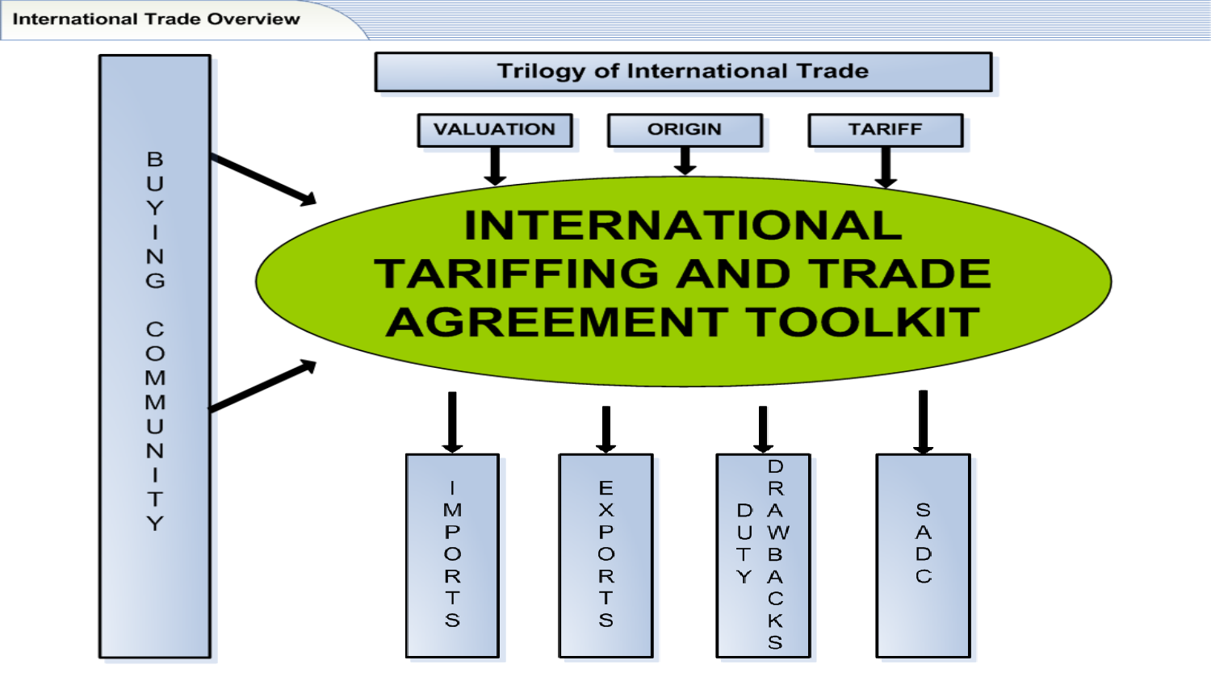## International Trade Overview

### Trilogy of International Trade

- VALUATION
- ORIGIN
- TARIFF

**INTERNATIONAL TARIFFING AND TRADE AGREEMENT TOOLKIT**

BUYING COMMUNITY

- IMPORTS
- EXPORTS
- DUTY DRAWBACKS
- SADC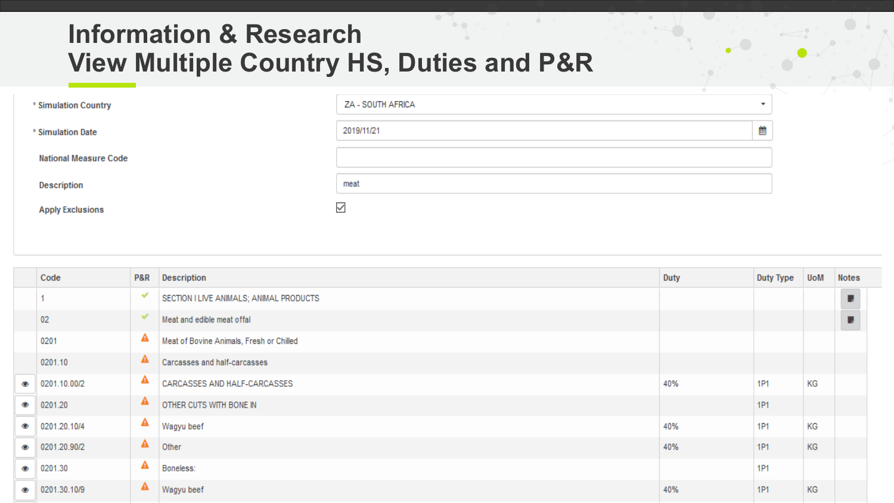# Information & Research
# View Multiple Country HS, Duties and P&R

| | |
|---|---|
| * Simulation Country | ZA - SOUTH AFRICA |
| * Simulation Date | 2019/11/21 |
| National Measure Code | |
| Description | meat |
| Apply Exclusions | ☑ |

| | Code | P&R | Description | Duty | Duty Type | UoM | Notes |
|---|---|---|---|---|---|---|---|
| | 1 | ✓ | SECTION I LIVE ANIMALS; ANIMAL PRODUCTS | | | | |
| | 02 | ✓ | Meat and edible meat offal | | | | |
| | 0201 | ⚠ | Meat of Bovine Animals, Fresh or Chilled | | | | |
| | 0201.10 | ⚠ | Carcasses and half-carcasses | | | | |
| | 0201.10.00/2 | ⚠ | CARCASSES AND HALF-CARCASSES | 40% | 1P1 | KG | |
| | 0201.20 | ⚠ | OTHER CUTS WITH BONE IN | | 1P1 | | |
| | 0201.20.10/4 | ⚠ | Wagyu beef | 40% | 1P1 | KG | |
| | 0201.20.90/2 | ⚠ | Other | 40% | 1P1 | KG | |
| | 0201.30 | ⚠ | Boneless: | | 1P1 | | |
| | 0201.30.10/9 | ⚠ | Wagyu beef | 40% | 1P1 | KG | |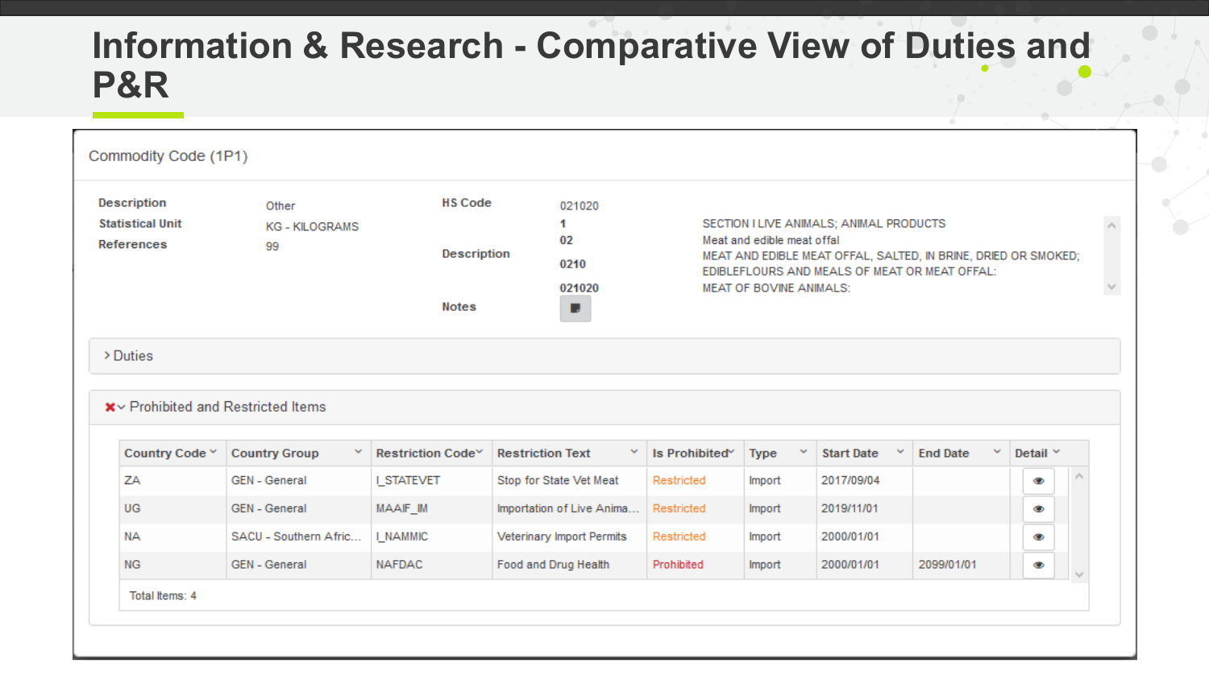# Information & Research - Comparative View of Duties and P&R

Commodity Code (1P1)

| | |
|---|---|
| **Description** | Other |
| **Statistical Unit** | KG - KILOGRAMS |
| **References** | 99 |

| | | |
|---|---|---|
| **HS Code** | 021020 | |
| | 1 | SECTION I LIVE ANIMALS; ANIMAL PRODUCTS |
| | 02 | Meat and edible meat offal |
| **Description** | 0210 | MEAT AND EDIBLE MEAT OFFAL, SALTED, IN BRINE, DRIED OR SMOKED; EDIBLEFLOURS AND MEALS OF MEAT OR MEAT OFFAL: |
| | 021020 | MEAT OF BOVINE ANIMALS: |
| **Notes** | | |

› Duties

✖ Prohibited and Restricted Items

| Country Code | Country Group | Restriction Code | Restriction Text | Is Prohibited | Type | Start Date | End Date | Detail |
|---|---|---|---|---|---|---|---|---|
| ZA | GEN - General | I_STATEVET | Stop for State Vet Meat | Restricted | Import | 2017/09/04 | | |
| UG | GEN - General | MAAIF_IM | Importation of Live Anima... | Restricted | Import | 2019/11/01 | | |
| NA | SACU - Southern Afric... | I_NAMMIC | Veterinary Import Permits | Restricted | Import | 2000/01/01 | | |
| NG | GEN - General | NAFDAC | Food and Drug Health | Prohibited | Import | 2000/01/01 | 2099/01/01 | |

Total Items: 4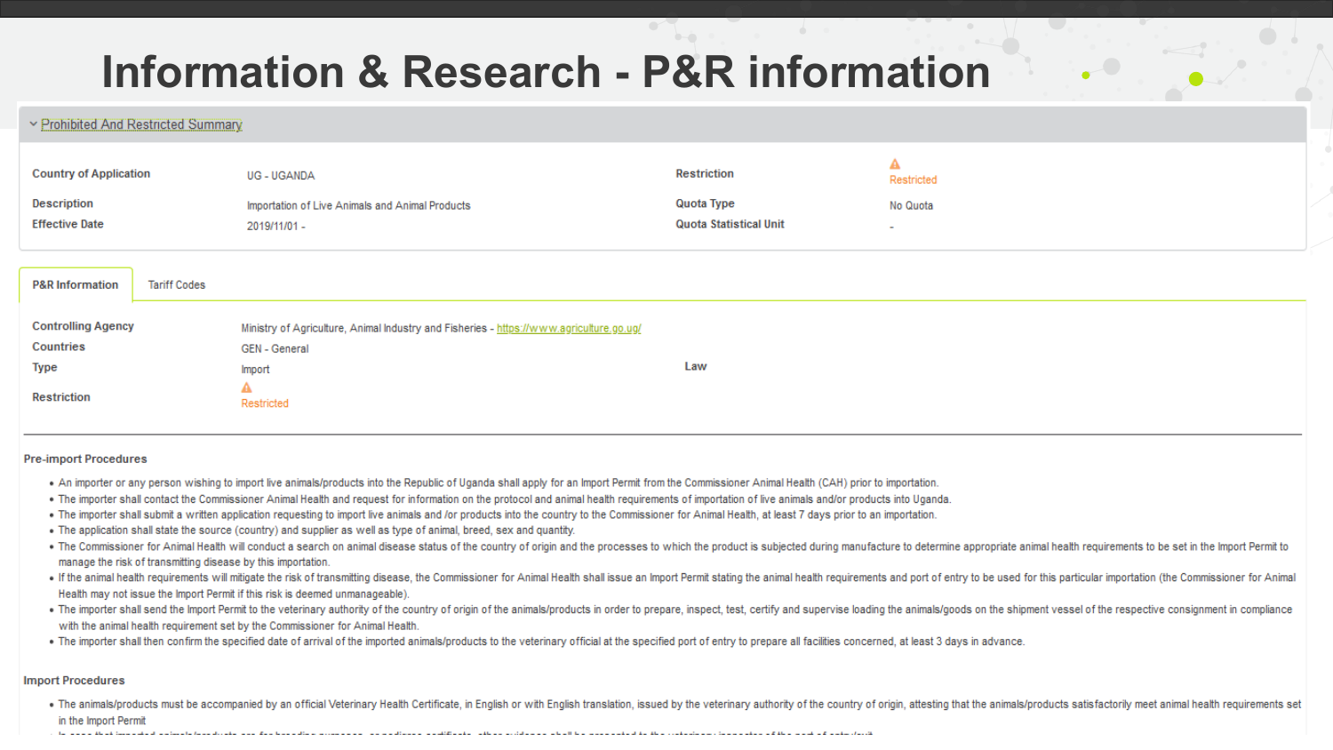# Information & Research - P&R information

Prohibited And Restricted Summary

| | | | |
|---|---|---|---|
| **Country of Application** | UG - UGANDA | **Restriction** | ⚠ Restricted |
| **Description** | Importation of Live Animals and Animal Products | **Quota Type** | No Quota |
| **Effective Date** | 2019/11/01 - | **Quota Statistical Unit** | - |

**P&R Information** | Tariff Codes

| | | | |
|---|---|---|---|
| **Controlling Agency** | Ministry of Agriculture, Animal Industry and Fisheries - https://www.agriculture.go.ug/ | | |
| **Countries** | GEN - General | | |
| **Type** | Import | **Law** | |
| **Restriction** | ⚠ Restricted | | |

**Pre-import Procedures**

- An importer or any person wishing to import live animals/products into the Republic of Uganda shall apply for an Import Permit from the Commissioner Animal Health (CAH) prior to importation.
- The importer shall contact the Commissioner Animal Health and request for information on the protocol and animal health requirements of importation of live animals and/or products into Uganda.
- The importer shall submit a written application requesting to import live animals and /or products into the country to the Commissioner for Animal Health, at least 7 days prior to an importation.
- The application shall state the source (country) and supplier as well as type of animal, breed, sex and quantity.
- The Commissioner for Animal Health will conduct a search on animal disease status of the country of origin and the processes to which the product is subjected during manufacture to determine appropriate animal health requirements to be set in the Import Permit to manage the risk of transmitting disease by this importation.
- If the animal health requirements will mitigate the risk of transmitting disease, the Commissioner for Animal Health shall issue an Import Permit stating the animal health requirements and port of entry to be used for this particular importation (the Commissioner for Animal Health may not issue the Import Permit if this risk is deemed unmanageable).
- The importer shall send the Import Permit to the veterinary authority of the country of origin of the animals/products in order to prepare, inspect, test, certify and supervise loading the animals/goods on the shipment vessel of the respective consignment in compliance with the animal health requirement set by the Commissioner for Animal Health.
- The importer shall then confirm the specified date of arrival of the imported animals/products to the veterinary official at the specified port of entry to prepare all facilities concerned, at least 3 days in advance.

**Import Procedures**

- The animals/products must be accompanied by an official Veterinary Health Certificate, in English or with English translation, issued by the veterinary authority of the country of origin, attesting that the animals/products satisfactorily meet animal health requirements set in the Import Permit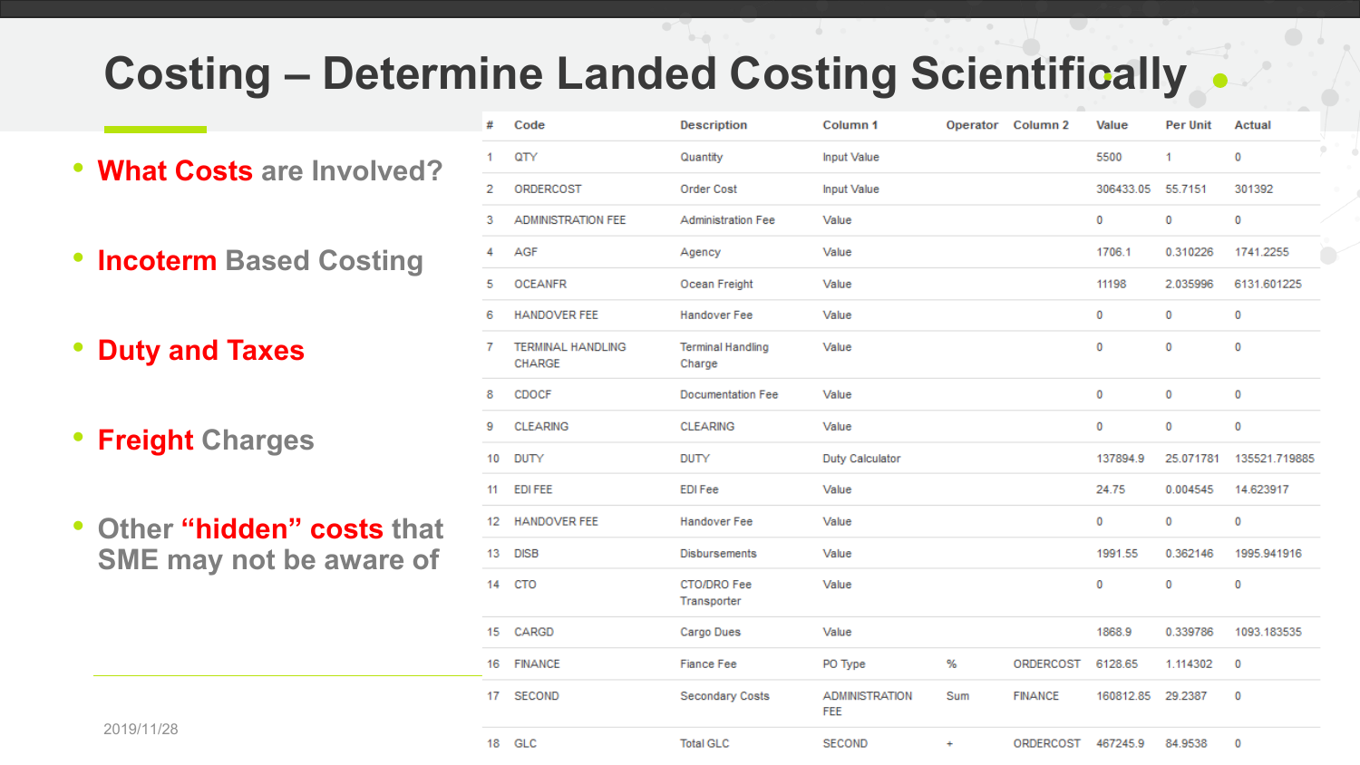# Costing – Determine Landed Costing Scientifically

- **What Costs** are Involved?
- **Incoterm** Based Costing
- **Duty and Taxes**
- **Freight** Charges
- Other **"hidden" costs** that SME may not be aware of

| # | Code | Description | Column 1 | Operator | Column 2 | Value | Per Unit | Actual |
|---|---|---|---|---|---|---|---|---|
| 1 | QTY | Quantity | Input Value | | | 5500 | 1 | 0 |
| 2 | ORDERCOST | Order Cost | Input Value | | | 306433.05 | 55.7151 | 301392 |
| 3 | ADMINISTRATION FEE | Administration Fee | Value | | | 0 | 0 | 0 |
| 4 | AGF | Agency | Value | | | 1706.1 | 0.310226 | 1741.2255 |
| 5 | OCEANFR | Ocean Freight | Value | | | 11198 | 2.035996 | 6131.601225 |
| 6 | HANDOVER FEE | Handover Fee | Value | | | 0 | 0 | 0 |
| 7 | TERMINAL HANDLING CHARGE | Terminal Handling Charge | Value | | | 0 | 0 | 0 |
| 8 | CDOCF | Documentation Fee | Value | | | 0 | 0 | 0 |
| 9 | CLEARING | CLEARING | Value | | | 0 | 0 | 0 |
| 10 | DUTY | DUTY | Duty Calculator | | | 137894.9 | 25.071781 | 135521.719885 |
| 11 | EDI FEE | EDI Fee | Value | | | 24.75 | 0.004545 | 14.623917 |
| 12 | HANDOVER FEE | Handover Fee | Value | | | 0 | 0 | 0 |
| 13 | DISB | Disbursements | Value | | | 1991.55 | 0.362146 | 1995.941916 |
| 14 | CTO | CTO/DRO Fee Transporter | Value | | | 0 | 0 | 0 |
| 15 | CARGD | Cargo Dues | Value | | | 1868.9 | 0.339786 | 1093.183535 |
| 16 | FINANCE | Fiance Fee | PO Type | % | ORDERCOST | 6128.65 | 1.114302 | 0 |
| 17 | SECOND | Secondary Costs | ADMINISTRATION FEE | Sum | FINANCE | 160812.85 | 29.2387 | 0 |
| 18 | GLC | Total GLC | SECOND | + | ORDERCOST | 467245.9 | 84.9538 | 0 |

2019/11/28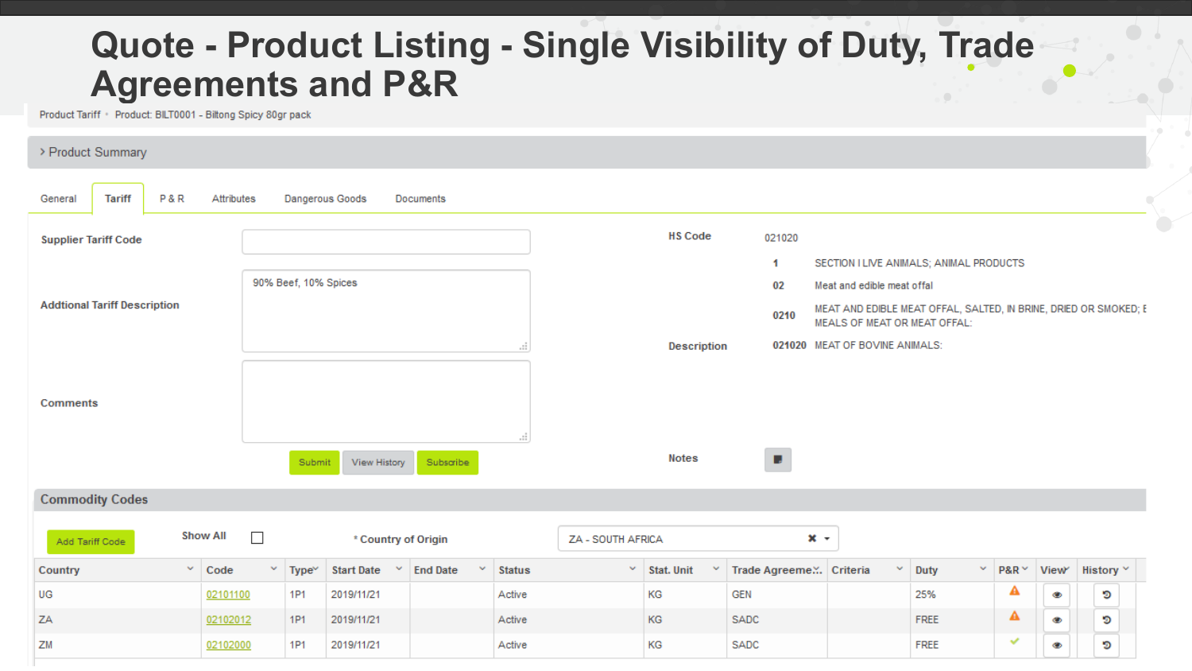# Quote - Product Listing - Single Visibility of Duty, Trade Agreements and P&R

Product Tariff • Product: BILT0001 - Biltong Spicy 80gr pack

> Product Summary

General | Tariff | P & R | Attributes | Dangerous Goods | Documents

**Supplier Tariff Code**

**Addtional Tariff Description**: 90% Beef, 10% Spices

**Comments**

Submit | View History | Subscribe

**HS Code**: 021020

| | | |
|---|---|---|
| | 1 | SECTION I LIVE ANIMALS; ANIMAL PRODUCTS |
| | 02 | Meat and edible meat offal |
| | 0210 | MEAT AND EDIBLE MEAT OFFAL, SALTED, IN BRINE, DRIED OR SMOKED; EDIBLE FLOURS AND MEALS OF MEAT OR MEAT OFFAL: |
| **Description** | 021020 | MEAT OF BOVINE ANIMALS: |

**Notes**

## Commodity Codes

Add Tariff Code | Show All | * Country of Origin: ZA - SOUTH AFRICA

| Country | Code | Type | Start Date | End Date | Status | Stat. Unit | Trade Agreeme... | Criteria | Duty | P&R | View | History |
|---|---|---|---|---|---|---|---|---|---|---|---|---|
| UG | 02101100 | 1P1 | 2019/11/21 | | Active | KG | GEN | | 25% | ⚠ | | |
| ZA | 02102012 | 1P1 | 2019/11/21 | | Active | KG | SADC | | FREE | ⚠ | | |
| ZM | 02102000 | 1P1 | 2019/11/21 | | Active | KG | SADC | | FREE | ✓ | | |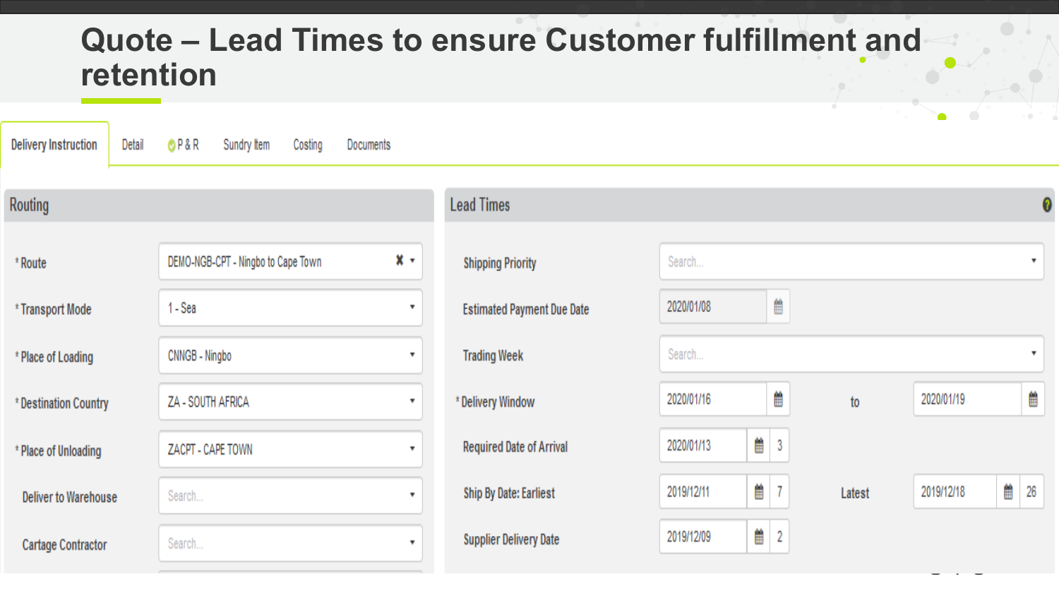# Quote – Lead Times to ensure Customer fulfillment and retention

Delivery Instruction | Detail | P & R | Sundry Item | Costing | Documents

## Routing

| Field | Value |
| --- | --- |
| * Route | DEMO-NGB-CPT - Ningbo to Cape Town |
| * Transport Mode | 1 - Sea |
| * Place of Loading | CNNGB - Ningbo |
| * Destination Country | ZA - SOUTH AFRICA |
| * Place of Unloading | ZACPT - CAPE TOWN |
| Deliver to Warehouse | Search... |
| Cartage Contractor | Search... |

## Lead Times

| Field | Value | | | |
| --- | --- | --- | --- | --- |
| Shipping Priority | Search... | | | |
| Estimated Payment Due Date | 2020/01/08 | | | |
| Trading Week | Search... | | | |
| * Delivery Window | 2020/01/16 | | to | 2020/01/19 |
| Required Date of Arrival | 2020/01/13 | 3 | | |
| Ship By Date: Earliest | 2019/12/11 | 7 | Latest | 2019/12/18 (26) |
| Supplier Delivery Date | 2019/12/09 | 2 | | |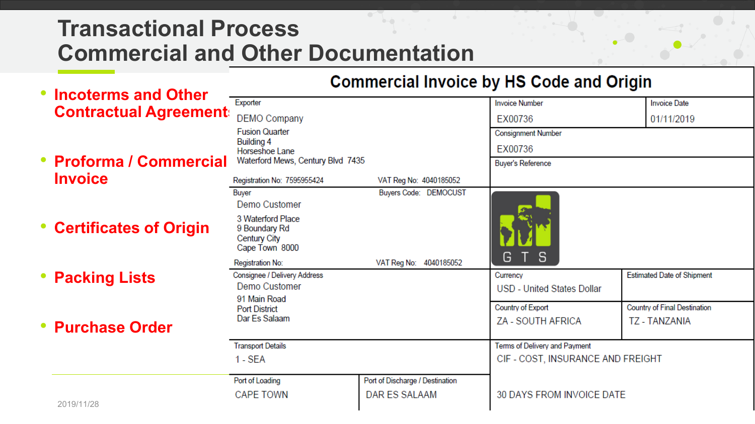# Transactional Process
# Commercial and Other Documentation

- Incoterms and Other Contractual Agreements
- Proforma / Commercial Invoice
- Certificates of Origin
- Packing Lists
- Purchase Order

## Commercial Invoice by HS Code and Origin

| | | | |
|---|---|---|---|
| **Exporter**<br>DEMO Company<br>Fusion Quarter<br>Building 4<br>Horseshoe Lane<br>Waterford Mews, Century Blvd 7435<br>Registration No: 7595955424 VAT Reg No: 4040185052 | | **Invoice Number**<br>EX00736 | **Invoice Date**<br>01/11/2019 |
| | | **Consignment Number**<br>EX00736 | |
| | | **Buyer's Reference** | |
| **Buyer** Buyers Code: DEMOCUST<br>Demo Customer<br>3 Waterford Place<br>9 Boundary Rd<br>Century City<br>Cape Town 8000<br>Registration No: VAT Reg No: 4040185052 | | G T S | |
| **Consignee / Delivery Address**<br>Demo Customer<br>91 Main Road<br>Port District<br>Dar Es Salaam | | **Currency**<br>USD - United States Dollar | **Estimated Date of Shipment** |
| | | **Country of Export**<br>ZA - SOUTH AFRICA | **Country of Final Destination**<br>TZ - TANZANIA |
| **Transport Details**<br>1 - SEA | | **Terms of Delivery and Payment**<br>CIF - COST, INSURANCE AND FREIGHT<br>30 DAYS FROM INVOICE DATE | |
| **Port of Loading**<br>CAPE TOWN | **Port of Discharge / Destination**<br>DAR ES SALAAM | | |

2019/11/28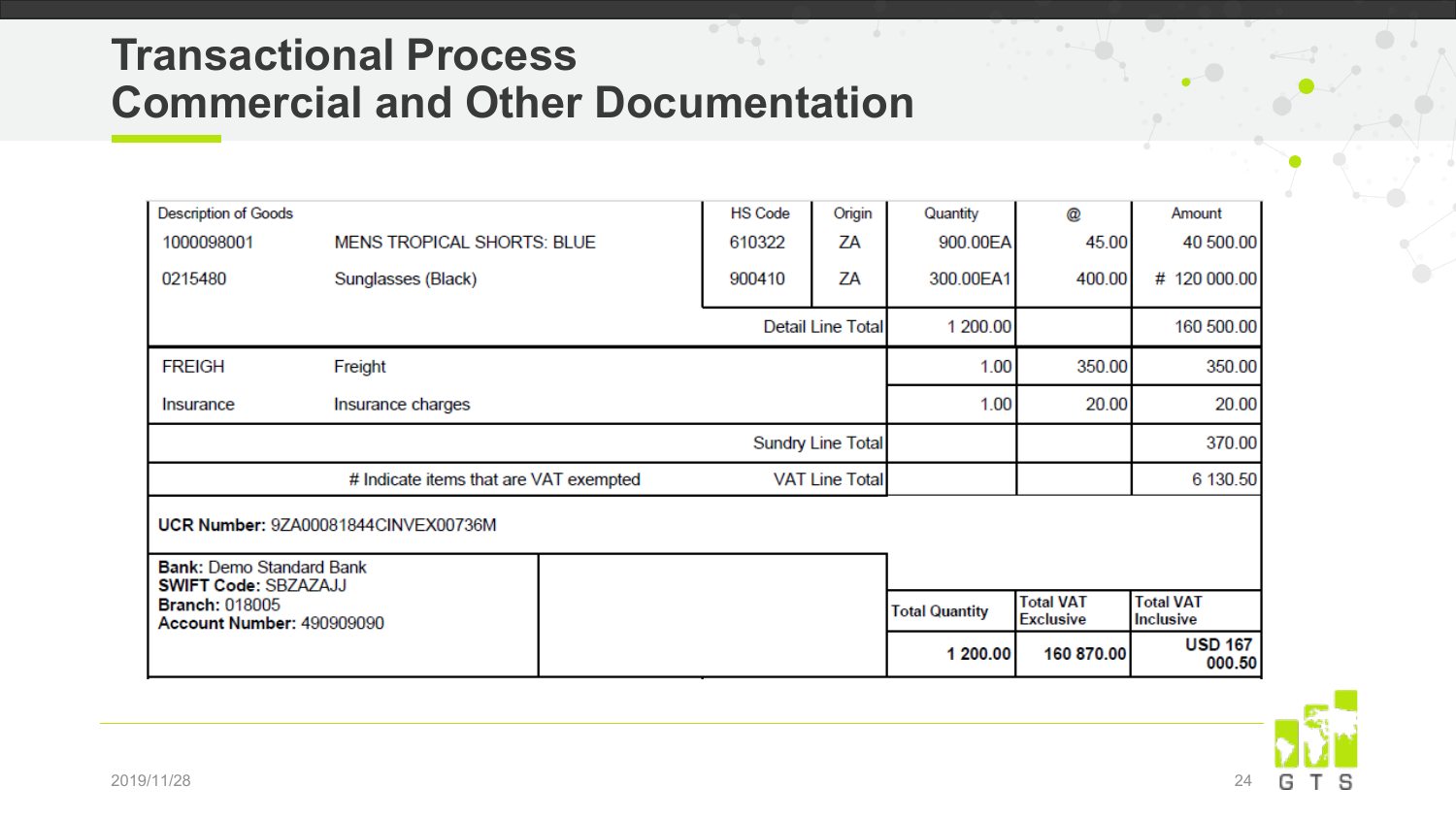# Transactional Process
# Commercial and Other Documentation

| Description of Goods | | HS Code | Origin | Quantity | @ | Amount |
|---|---|---|---|---|---|---|
| 1000098001 | MENS TROPICAL SHORTS: BLUE | 610322 | ZA | 900.00EA | 45.00 | 40 500.00 |
| 0215480 | Sunglasses (Black) | 900410 | ZA | 300.00EA1 | 400.00 | # 120 000.00 |
| | | | Detail Line Total | 1 200.00 | | 160 500.00 |
| FREIGH | Freight | | | 1.00 | 350.00 | 350.00 |
| Insurance | Insurance charges | | | 1.00 | 20.00 | 20.00 |
| | | | Sundry Line Total | | | 370.00 |
| | # Indicate items that are VAT exempted | | VAT Line Total | | | 6 130.50 |

**UCR Number:** 9ZA00081844CINVEX00736M

**Bank:** Demo Standard Bank
**SWIFT Code:** SBZAZAJJ
**Branch:** 018005
**Account Number:** 490909090

| Total Quantity | Total VAT Exclusive | Total VAT Inclusive |
|---|---|---|
| 1 200.00 | 160 870.00 | USD 167 000.50 |

2019/11/28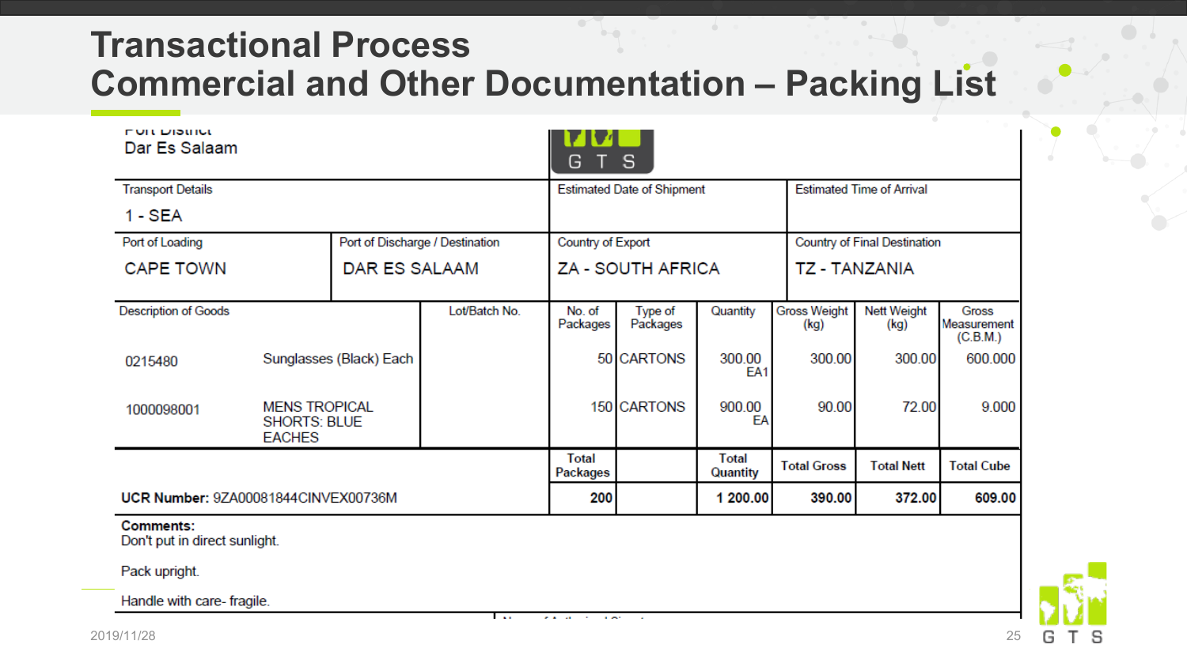# Transactional Process
# Commercial and Other Documentation – Packing List

Port District
Dar Es Salaam

| Transport Details | | Estimated Date of Shipment | Estimated Time of Arrival |
|---|---|---|---|
| 1 - SEA | | | |
| **Port of Loading** | **Port of Discharge / Destination** | **Country of Export** | **Country of Final Destination** |
| CAPE TOWN | DAR ES SALAAM | ZA - SOUTH AFRICA | TZ - TANZANIA |

| Description of Goods | | Lot/Batch No. | No. of Packages | Type of Packages | Quantity | Gross Weight (kg) | Nett Weight (kg) | Gross Measurement (C.B.M.) |
|---|---|---|---|---|---|---|---|---|
| 0215480 | Sunglasses (Black) Each | | 50 | CARTONS | 300.00 EA1 | 300.00 | 300.00 | 600.000 |
| 1000098001 | MENS TROPICAL SHORTS: BLUE EACHES | | 150 | CARTONS | 900.00 EA | 90.00 | 72.00 | 9.000 |
| | | | **Total Packages** | | **Total Quantity** | **Total Gross** | **Total Nett** | **Total Cube** |
| **UCR Number:** 9ZA00081844CINVEX00736M | | | **200** | | **1 200.00** | **390.00** | **372.00** | **609.00** |

**Comments:**
Don't put in direct sunlight.

Pack upright.

Handle with care- fragile.

2019/11/28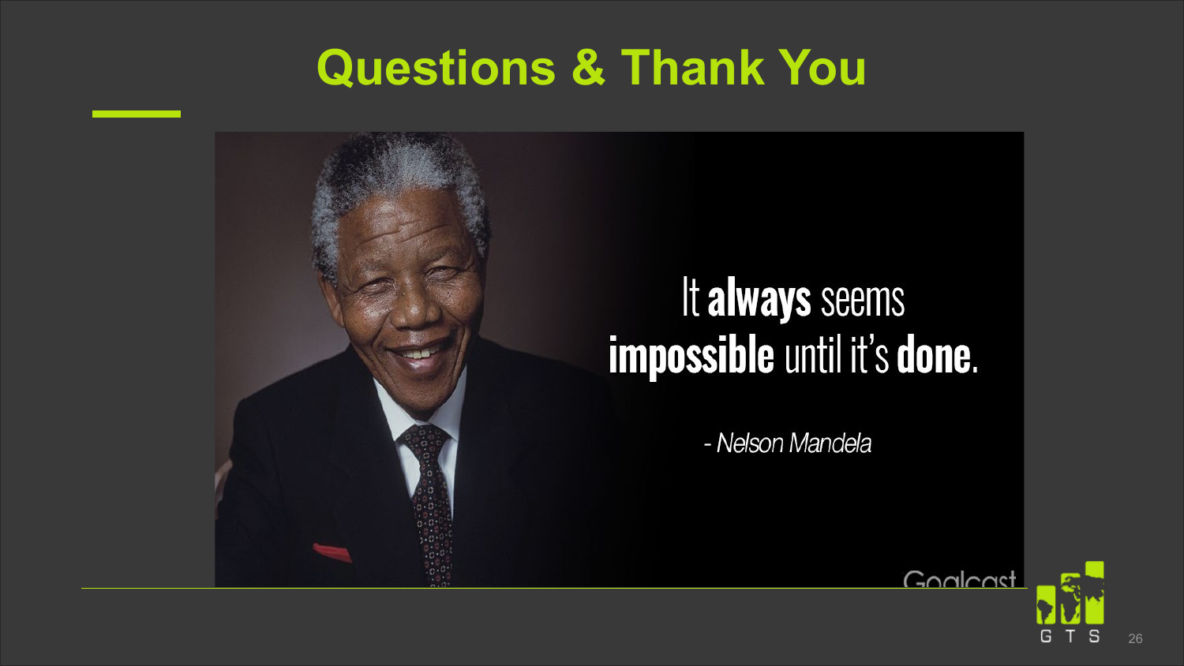# Questions & Thank You

It **always** seems **impossible** until it's **done**.

*- Nelson Mandela*

Goalcast